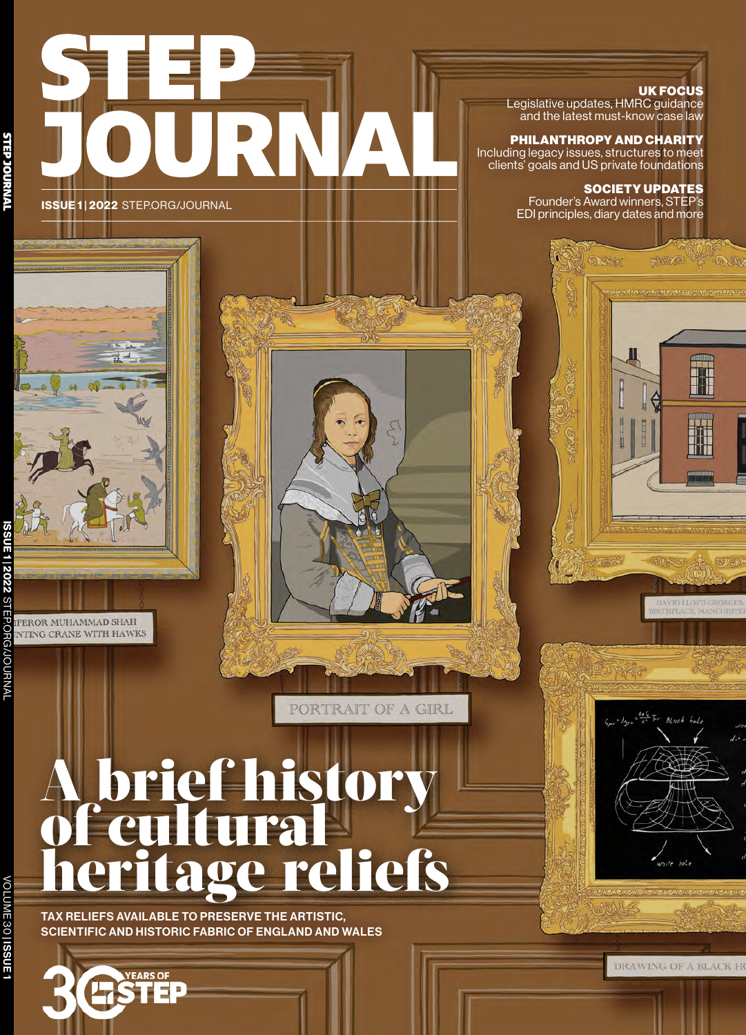# STEP JOURNAL

**ISSUE 1 | 2022** STEP.ORG/JOURNAL

**UK FOCUS**
Legislative updates, HMRC guidance and the latest must-know case law

**PHILANTHROPY AND CHARITY**
Including legacy issues, structures to meet clients' goals and US private foundations

**SOCIETY UPDATES**
Founder's Award winners, STEP's EDI principles, diary dates and more

# A brief history of cultural heritage reliefs

**TAX RELIEFS AVAILABLE TO PRESERVE THE ARTISTIC, SCIENTIFIC AND HISTORIC FABRIC OF ENGLAND AND WALES**

30 YEARS OF STEP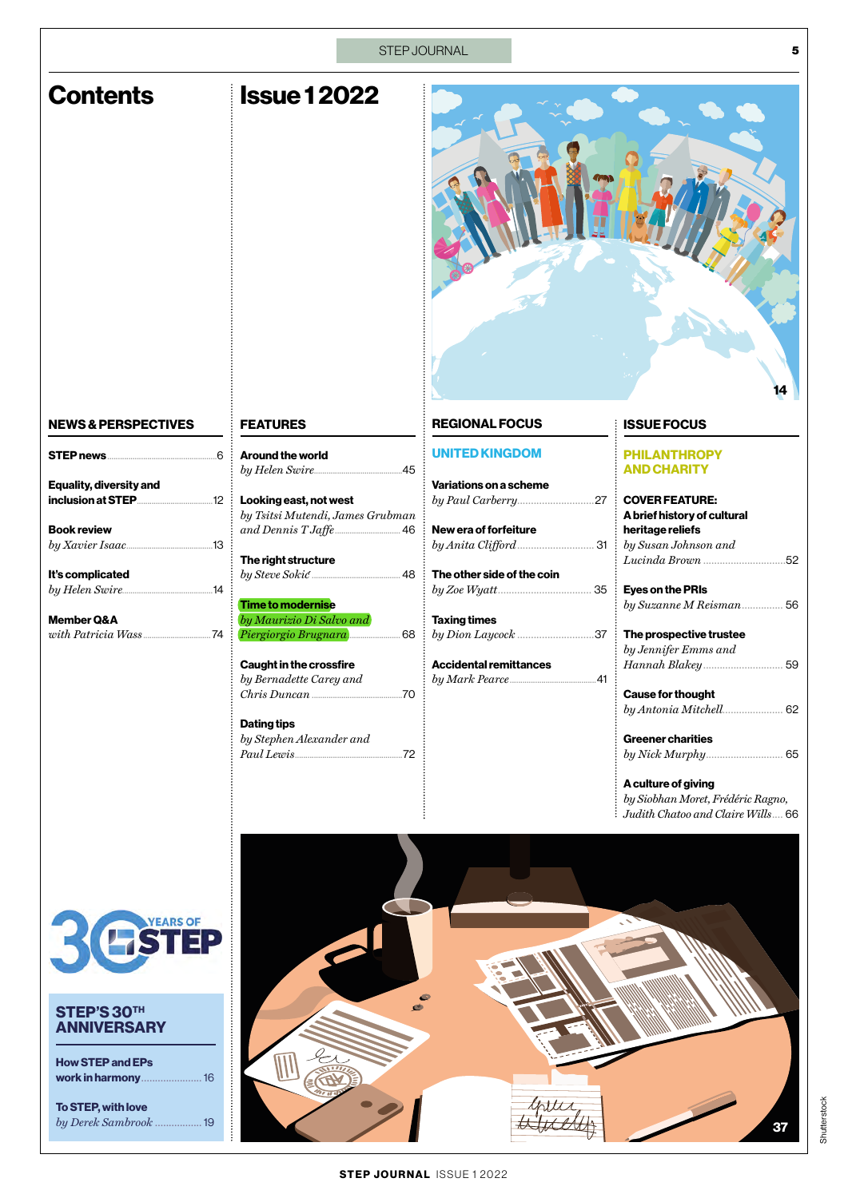# Contents

# Issue 1 2022

## NEWS & PERSPECTIVES

**STEP news** .......... 6

**Equality, diversity and inclusion at STEP** .......... 12

**Book review**
*by Xavier Isaac* .......... 13

**It's complicated**
*by Helen Swire* .......... 14

**Member Q&A**
*with Patricia Wass* .......... 74

## STEP'S 30TH ANNIVERSARY

**How STEP and EPs work in harmony** .......... 16

**To STEP, with love**
*by Derek Sambrook* .......... 19

## FEATURES

**Around the world**
*by Helen Swire* .......... 45

**Looking east, not west**
*by Tsitsi Mutendi, James Grubman and Dennis T Jaffe* .......... 46

**The right structure**
*by Steve Sokić* .......... 48

**Time to modernise**
*by Maurizio Di Salvo and Piergiorgio Brugnara* .......... 68

**Caught in the crossfire**
*by Bernadette Carey and Chris Duncan* .......... 70

**Dating tips**
*by Stephen Alexander and Paul Lewis* .......... 72

## REGIONAL FOCUS

### UNITED KINGDOM

**Variations on a scheme**
*by Paul Carberry* .......... 27

**New era of forfeiture**
*by Anita Clifford* .......... 31

**The other side of the coin**
*by Zoe Wyatt* .......... 35

**Taxing times**
*by Dion Laycock* .......... 37

**Accidental remittances**
*by Mark Pearce* .......... 41

## ISSUE FOCUS

### PHILANTHROPY AND CHARITY

**COVER FEATURE: A brief history of cultural heritage reliefs**
*by Susan Johnson and Lucinda Brown* .......... 52

**Eyes on the PRIs**
*by Suzanne M Reisman* .......... 56

**The prospective trustee**
*by Jennifer Emms and Hannah Blakey* .......... 59

**Cause for thought**
*by Antonia Mitchell* .......... 62

**Greener charities**
*by Nick Murphy* .......... 65

**A culture of giving**
*by Siobhan Moret, Frédéric Ragno, Judith Chatoo and Claire Wills* .......... 66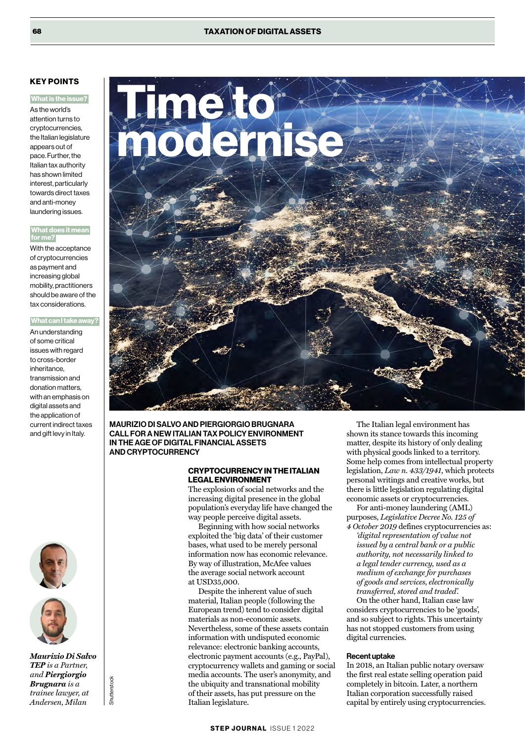# Time to modernise

## KEY POINTS

**What is the issue?**

As the world's attention turns to cryptocurrencies, the Italian legislature appears out of pace. Further, the Italian tax authority has shown limited interest, particularly towards direct taxes and anti-money laundering issues.

**What does it mean for me?**

With the acceptance of cryptocurrencies as payment and increasing global mobility, practitioners should be aware of the tax considerations.

**What can I take away?**

An understanding of some critical issues with regard to cross-border inheritance, transmission and donation matters, with an emphasis on digital assets and the application of current indirect taxes and gift levy in Italy.

*Maurizio Di Salvo* ***TEP*** *is a Partner, and* ***Piergiorgio Brugnara*** *is a trainee lawyer, at Andersen, Milan*

Shutterstock

**MAURIZIO DI SALVO AND PIERGIORGIO BRUGNARA CALL FOR A NEW ITALIAN TAX POLICY ENVIRONMENT IN THE AGE OF DIGITAL FINANCIAL ASSETS AND CRYPTOCURRENCY**

### CRYPTOCURRENCY IN THE ITALIAN LEGAL ENVIRONMENT

The explosion of social networks and the increasing digital presence in the global population's everyday life have changed the way people perceive digital assets.

Beginning with how social networks exploited the 'big data' of their customer bases, what used to be merely personal information now has economic relevance. By way of illustration, McAfee values the average social network account at USD35,000.

Despite the inherent value of such material, Italian people (following the European trend) tend to consider digital materials as non-economic assets. Nevertheless, some of these assets contain information with undisputed economic relevance: electronic banking accounts, electronic payment accounts (e.g., PayPal), cryptocurrency wallets and gaming or social media accounts. The user's anonymity, and the ubiquity and transnational mobility of their assets, has put pressure on the Italian legislature.

The Italian legal environment has shown its stance towards this incoming matter, despite its history of only dealing with physical goods linked to a territory. Some help comes from intellectual property legislation, *Law n. 433/1941*, which protects personal writings and creative works, but there is little legislation regulating digital economic assets or cryptocurrencies.

For anti-money laundering (AML) purposes, *Legislative Decree No. 125 of 4 October 2019* defines cryptocurrencies as:

> *'digital representation of value not issued by a central bank or a public authority, not necessarily linked to a legal tender currency, used as a medium of exchange for purchases of goods and services, electronically transferred, stored and traded'.*

On the other hand, Italian case law considers cryptocurrencies to be 'goods', and so subject to rights. This uncertainty has not stopped customers from using digital currencies.

#### Recent uptake

In 2018, an Italian public notary oversaw the first real estate selling operation paid completely in bitcoin. Later, a northern Italian corporation successfully raised capital by entirely using cryptocurrencies.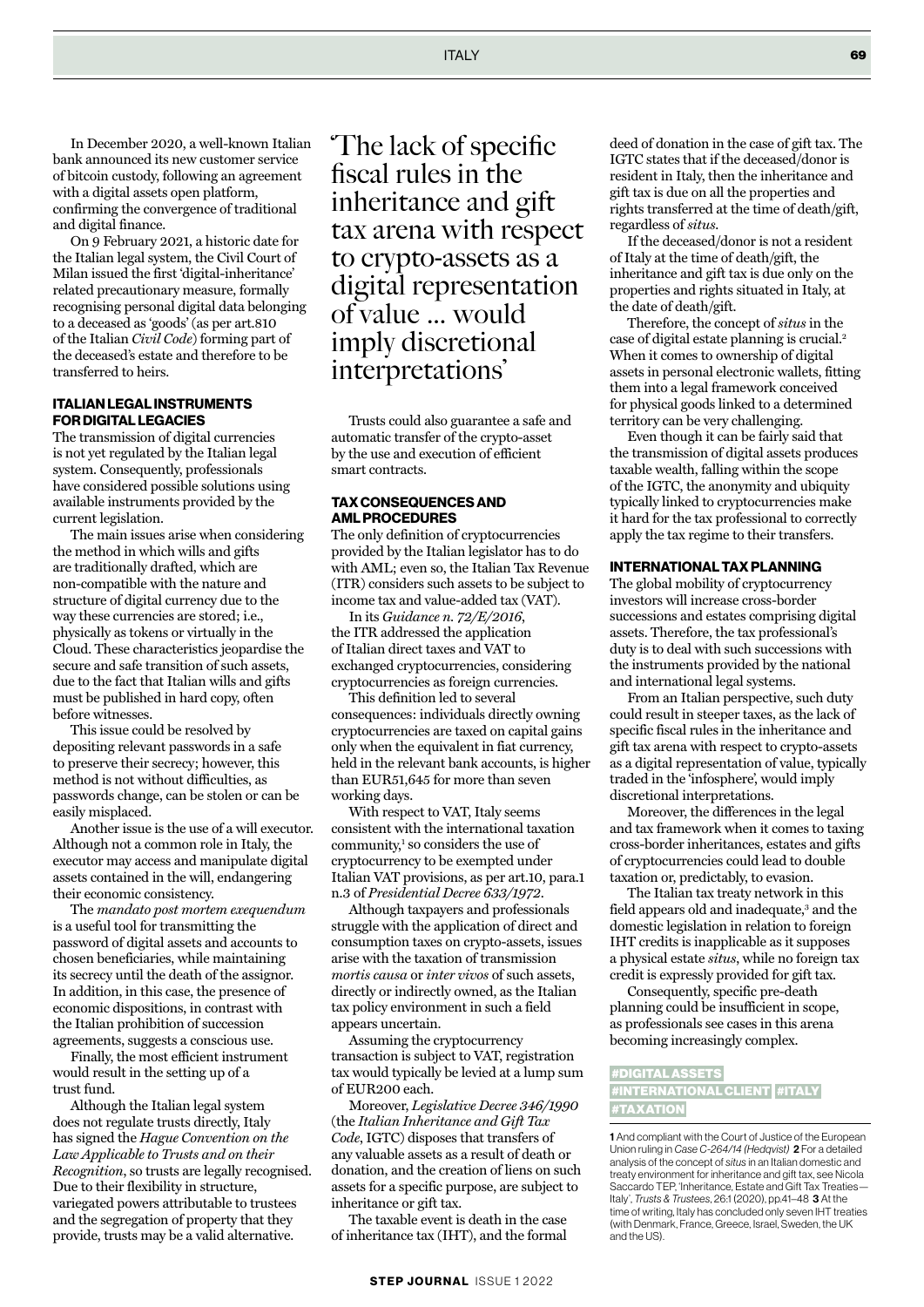In December 2020, a well-known Italian bank announced its new customer service of bitcoin custody, following an agreement with a digital assets open platform, confirming the convergence of traditional and digital finance.

On 9 February 2021, a historic date for the Italian legal system, the Civil Court of Milan issued the first 'digital-inheritance' related precautionary measure, formally recognising personal digital data belonging to a deceased as 'goods' (as per art.810 of the Italian *Civil Code*) forming part of the deceased's estate and therefore to be transferred to heirs.

### ITALIAN LEGAL INSTRUMENTS FOR DIGITAL LEGACIES

The transmission of digital currencies is not yet regulated by the Italian legal system. Consequently, professionals have considered possible solutions using available instruments provided by the current legislation.

The main issues arise when considering the method in which wills and gifts are traditionally drafted, which are non-compatible with the nature and structure of digital currency due to the way these currencies are stored; i.e., physically as tokens or virtually in the Cloud. These characteristics jeopardise the secure and safe transition of such assets, due to the fact that Italian wills and gifts must be published in hard copy, often before witnesses.

This issue could be resolved by depositing relevant passwords in a safe to preserve their secrecy; however, this method is not without difficulties, as passwords change, can be stolen or can be easily misplaced.

Another issue is the use of a will executor. Although not a common role in Italy, the executor may access and manipulate digital assets contained in the will, endangering their economic consistency.

The *mandato post mortem exequendum* is a useful tool for transmitting the password of digital assets and accounts to chosen beneficiaries, while maintaining its secrecy until the death of the assignor. In addition, in this case, the presence of economic dispositions, in contrast with the Italian prohibition of succession agreements, suggests a conscious use.

Finally, the most efficient instrument would result in the setting up of a trust fund.

Although the Italian legal system does not regulate trusts directly, Italy has signed the *Hague Convention on the Law Applicable to Trusts and on their Recognition*, so trusts are legally recognised. Due to their flexibility in structure, variegated powers attributable to trustees and the segregation of property that they provide, trusts may be a valid alternative.

> 'The lack of specific fiscal rules in the inheritance and gift tax arena with respect to crypto-assets as a digital representation of value ... would imply discretional interpretations'

Trusts could also guarantee a safe and automatic transfer of the crypto-asset by the use and execution of efficient smart contracts.

### TAX CONSEQUENCES AND AML PROCEDURES

The only definition of cryptocurrencies provided by the Italian legislator has to do with AML; even so, the Italian Tax Revenue (ITR) considers such assets to be subject to income tax and value-added tax (VAT).

In its *Guidance n. 72/E/2016*, the ITR addressed the application of Italian direct taxes and VAT to exchanged cryptocurrencies, considering cryptocurrencies as foreign currencies.

This definition led to several consequences: individuals directly owning cryptocurrencies are taxed on capital gains only when the equivalent in fiat currency, held in the relevant bank accounts, is higher than EUR51,645 for more than seven working days.

With respect to VAT, Italy seems consistent with the international taxation community,[1] so considers the use of cryptocurrency to be exempted under Italian VAT provisions, as per art.10, para.1 n.3 of *Presidential Decree 633/1972*.

Although taxpayers and professionals struggle with the application of direct and consumption taxes on crypto-assets, issues arise with the taxation of transmission *mortis causa* or *inter vivos* of such assets, directly or indirectly owned, as the Italian tax policy environment in such a field appears uncertain.

Assuming the cryptocurrency transaction is subject to VAT, registration tax would typically be levied at a lump sum of EUR200 each.

Moreover, *Legislative Decree 346/1990* (the *Italian Inheritance and Gift Tax Code*, IGTC) disposes that transfers of any valuable assets as a result of death or donation, and the creation of liens on such assets for a specific purpose, are subject to inheritance or gift tax.

The taxable event is death in the case of inheritance tax (IHT), and the formal deed of donation in the case of gift tax. The IGTC states that if the deceased/donor is resident in Italy, then the inheritance and gift tax is due on all the properties and rights transferred at the time of death/gift, regardless of *situs*.

If the deceased/donor is not a resident of Italy at the time of death/gift, the inheritance and gift tax is due only on the properties and rights situated in Italy, at the date of death/gift.

Therefore, the concept of *situs* in the case of digital estate planning is crucial.[2] When it comes to ownership of digital assets in personal electronic wallets, fitting them into a legal framework conceived for physical goods linked to a determined territory can be very challenging.

Even though it can be fairly said that the transmission of digital assets produces taxable wealth, falling within the scope of the IGTC, the anonymity and ubiquity typically linked to cryptocurrencies make it hard for the tax professional to correctly apply the tax regime to their transfers.

### INTERNATIONAL TAX PLANNING

The global mobility of cryptocurrency investors will increase cross-border successions and estates comprising digital assets. Therefore, the tax professional's duty is to deal with such successions with the instruments provided by the national and international legal systems.

From an Italian perspective, such duty could result in steeper taxes, as the lack of specific fiscal rules in the inheritance and gift tax arena with respect to crypto-assets as a digital representation of value, typically traded in the 'infosphere', would imply discretional interpretations.

Moreover, the differences in the legal and tax framework when it comes to taxing cross-border inheritances, estates and gifts of cryptocurrencies could lead to double taxation or, predictably, to evasion.

The Italian tax treaty network in this field appears old and inadequate,[3] and the domestic legislation in relation to foreign IHT credits is inapplicable as it supposes a physical estate *situs*, while no foreign tax credit is expressly provided for gift tax.

Consequently, specific pre-death planning could be insufficient in scope, as professionals see cases in this arena becoming increasingly complex.

#DIGITAL ASSETS #INTERNATIONAL CLIENT #ITALY #TAXATION

**1** And compliant with the Court of Justice of the European Union ruling in *Case C-264/14 (Hedqvist)* **2** For a detailed analysis of the concept of *situs* in an Italian domestic and treaty environment for inheritance and gift tax, see Nicola Saccardo TEP, 'Inheritance, Estate and Gift Tax Treaties—Italy', *Trusts & Trustees*, 26:1 (2020), pp.41–48 **3** At the time of writing, Italy has concluded only seven IHT treaties (with Denmark, France, Greece, Israel, Sweden, the UK and the US).